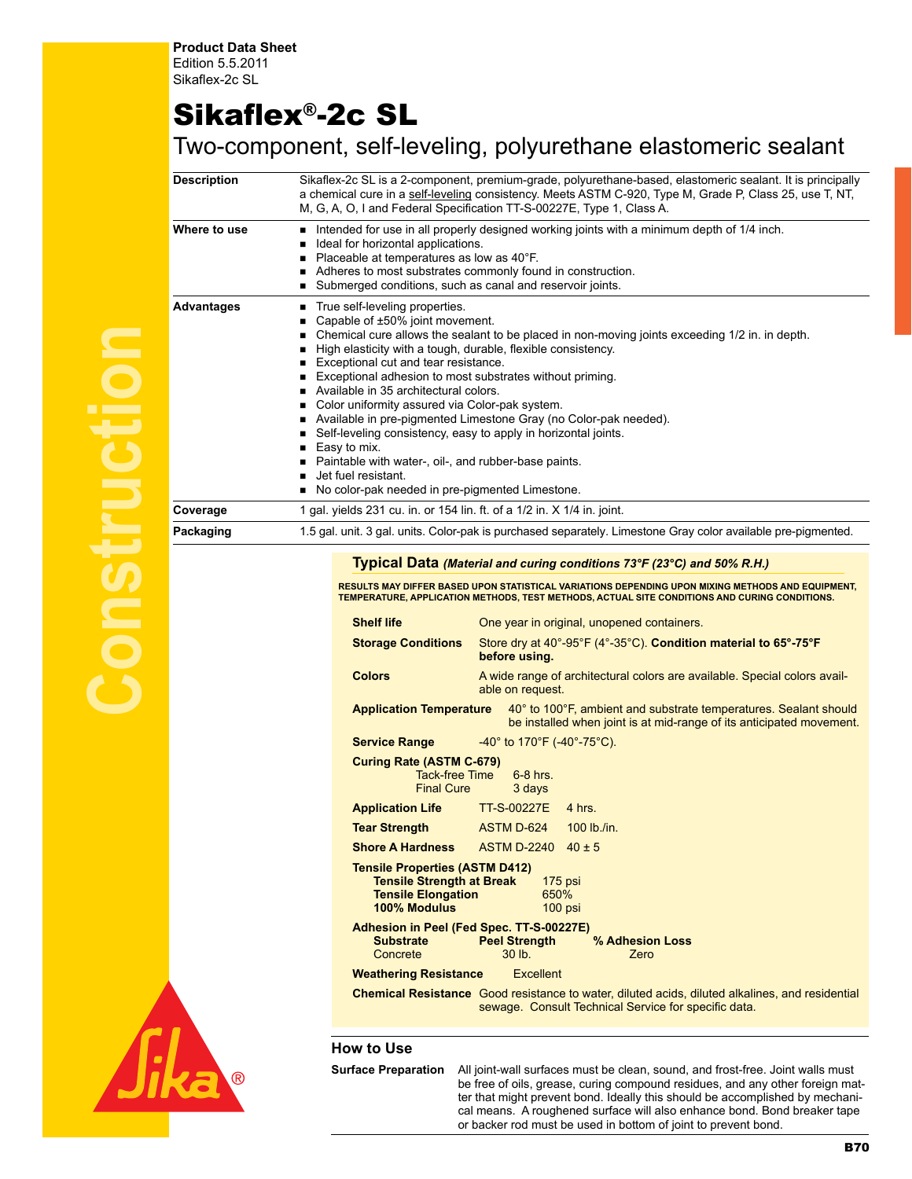**Product Data Sheet**
Edition 5.5.2011
Sikaflex-2c SL

# Sikaflex®-2c SL

## Two-component, self-leveling, polyurethane elastomeric sealant

**Description**

Sikaflex-2c SL is a 2-component, premium-grade, polyurethane-based, elastomeric sealant. It is principally a chemical cure in a self-leveling consistency. Meets ASTM C-920, Type M, Grade P, Class 25, use T, NT, M, G, A, O, I and Federal Specification TT-S-00227E, Type 1, Class A.

**Where to use**

- Intended for use in all properly designed working joints with a minimum depth of 1/4 inch.
- Ideal for horizontal applications.
- Placeable at temperatures as low as 40°F.
- Adheres to most substrates commonly found in construction.
- Submerged conditions, such as canal and reservoir joints.

**Advantages**

- True self-leveling properties.
- Capable of ±50% joint movement.
- Chemical cure allows the sealant to be placed in non-moving joints exceeding 1/2 in. in depth.
- High elasticity with a tough, durable, flexible consistency.
- Exceptional cut and tear resistance.
- Exceptional adhesion to most substrates without priming.
- Available in 35 architectural colors.
- Color uniformity assured via Color-pak system.
- Available in pre-pigmented Limestone Gray (no Color-pak needed).
- Self-leveling consistency, easy to apply in horizontal joints.
- Easy to mix.
- Paintable with water-, oil-, and rubber-base paints.
- Jet fuel resistant.
- No color-pak needed in pre-pigmented Limestone.

**Coverage**

1 gal. yields 231 cu. in. or 154 lin. ft. of a 1/2 in. X 1/4 in. joint.

**Packaging**

1.5 gal. unit. 3 gal. units. Color-pak is purchased separately. Limestone Gray color available pre-pigmented.

### Typical Data *(Material and curing conditions 73°F (23°C) and 50% R.H.)*

**RESULTS MAY DIFFER BASED UPON STATISTICAL VARIATIONS DEPENDING UPON MIXING METHODS AND EQUIPMENT, TEMPERATURE, APPLICATION METHODS, TEST METHODS, ACTUAL SITE CONDITIONS AND CURING CONDITIONS.**

**Shelf life** — One year in original, unopened containers.

**Storage Conditions** — Store dry at 40°-95°F (4°-35°C). **Condition material to 65°-75°F before using.**

**Colors** — A wide range of architectural colors are available. Special colors available on request.

**Application Temperature** — 40° to 100°F, ambient and substrate temperatures. Sealant should be installed when joint is at mid-range of its anticipated movement.

**Service Range** — -40° to 170°F (-40°-75°C).

**Curing Rate (ASTM C-679)**

| | |
|---|---|
| Tack-free Time | 6-8 hrs. |
| Final Cure | 3 days |

| | | |
|---|---|---|
| **Application Life** | TT-S-00227E | 4 hrs. |
| **Tear Strength** | ASTM D-624 | 100 lb./in. |
| **Shore A Hardness** | ASTM D-2240 | 40 ± 5 |

**Tensile Properties (ASTM D412)**

| | |
|---|---|
| **Tensile Strength at Break** | 175 psi |
| **Tensile Elongation** | 650% |
| **100% Modulus** | 100 psi |

**Adhesion in Peel (Fed Spec. TT-S-00227E)**

| **Substrate** | **Peel Strength** | **% Adhesion Loss** |
|---|---|---|
| Concrete | 30 lb. | Zero |

**Weathering Resistance** — Excellent

**Chemical Resistance** — Good resistance to water, diluted acids, diluted alkalines, and residential sewage. Consult Technical Service for specific data.

## How to Use

**Surface Preparation**

All joint-wall surfaces must be clean, sound, and frost-free. Joint walls must be free of oils, grease, curing compound residues, and any other foreign matter that might prevent bond. Ideally this should be accomplished by mechanical means. A roughened surface will also enhance bond. Bond breaker tape or backer rod must be used in bottom of joint to prevent bond.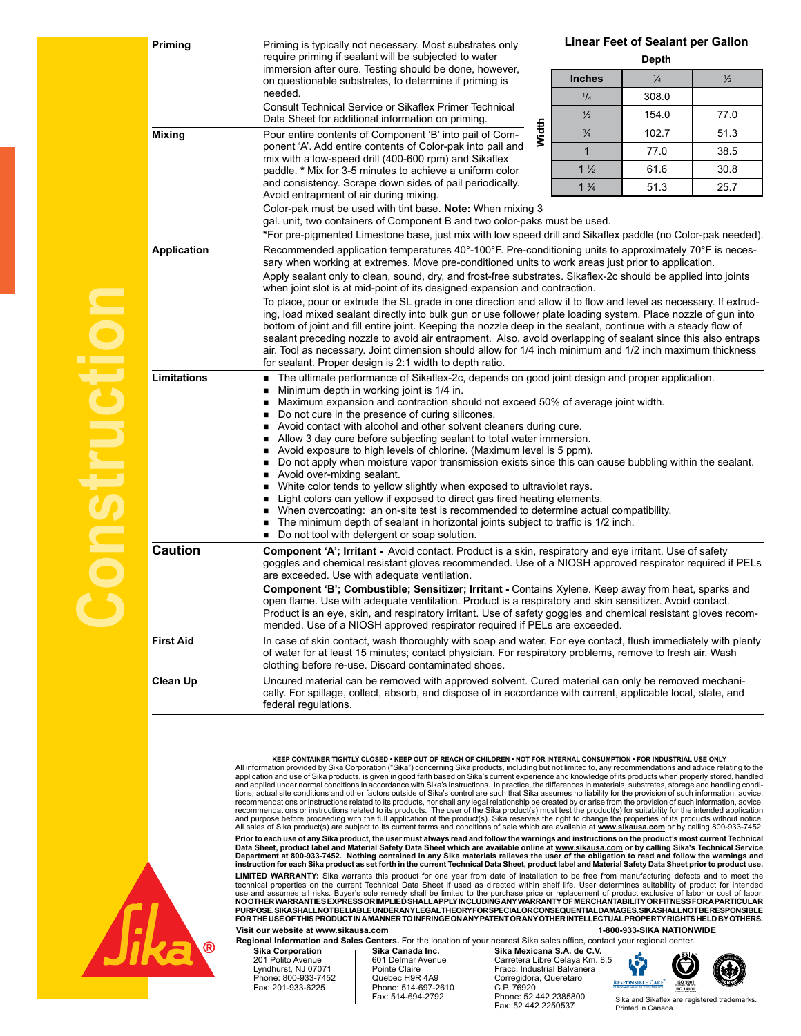| | |
|---|---|
| **Priming** | Priming is typically not necessary. Most substrates only require priming if sealant will be subjected to water immersion after cure. Testing should be done, however, on questionable substrates, to determine if priming is needed. Consult Technical Service or Sikaflex Primer Technical Data Sheet for additional information on priming. |
| **Mixing** | Pour entire contents of Component 'B' into pail of Component 'A'. Add entire contents of Color-pak into pail and mix with a low-speed drill (400-600 rpm) and Sikaflex paddle. * Mix for 3-5 minutes to achieve a uniform color and consistency. Scrape down sides of pail periodically. Avoid entrapment of air during mixing. Color-pak must be used with tint base. **Note:** When mixing 3 gal. unit, two containers of Component B and two color-paks must be used. *For pre-pigmented Limestone base, just mix with low speed drill and Sikaflex paddle (no Color-pak needed). |

**Linear Feet of Sealant per Gallon**

| Width | Depth (Inches) | ¼ | ½ |
|---|---|---|---|
| | ¼ | 308.0 | |
| | ½ | 154.0 | 77.0 |
| | ¾ | 102.7 | 51.3 |
| | 1 | 77.0 | 38.5 |
| | 1 ½ | 61.6 | 30.8 |
| | 1 ¾ | 51.3 | 25.7 |

**Application**

Recommended application temperatures 40°-100°F. Pre-conditioning units to approximately 70°F is necessary when working at extremes. Move pre-conditioned units to work areas just prior to application.

Apply sealant only to clean, sound, dry, and frost-free substrates. Sikaflex-2c should be applied into joints when joint slot is at mid-point of its designed expansion and contraction.

To place, pour or extrude the SL grade in one direction and allow it to flow and level as necessary. If extruding, load mixed sealant directly into bulk gun or use follower plate loading system. Place nozzle of gun into bottom of joint and fill entire joint. Keeping the nozzle deep in the sealant, continue with a steady flow of sealant preceding nozzle to avoid air entrapment. Also, avoid overlapping of sealant since this also entraps air. Tool as necessary. Joint dimension should allow for 1/4 inch minimum and 1/2 inch maximum thickness for sealant. Proper design is 2:1 width to depth ratio.

**Limitations**

- The ultimate performance of Sikaflex-2c, depends on good joint design and proper application.
- Minimum depth in working joint is 1/4 in.
- Maximum expansion and contraction should not exceed 50% of average joint width.
- Do not cure in the presence of curing silicones.
- Avoid contact with alcohol and other solvent cleaners during cure.
- Allow 3 day cure before subjecting sealant to total water immersion.
- Avoid exposure to high levels of chlorine. (Maximum level is 5 ppm).
- Do not apply when moisture vapor transmission exists since this can cause bubbling within the sealant.
- Avoid over-mixing sealant.
- White color tends to yellow slightly when exposed to ultraviolet rays.
- Light colors can yellow if exposed to direct gas fired heating elements.
- When overcoating: an on-site test is recommended to determine actual compatibility.
- The minimum depth of sealant in horizontal joints subject to traffic is 1/2 inch.
- Do not tool with detergent or soap solution.

## Caution

**Component 'A'; Irritant -** Avoid contact. Product is a skin, respiratory and eye irritant. Use of safety goggles and chemical resistant gloves recommended. Use of a NIOSH approved respirator required if PELs are exceeded. Use with adequate ventilation.

**Component 'B'; Combustible; Sensitizer; Irritant -** Contains Xylene. Keep away from heat, sparks and open flame. Use with adequate ventilation. Product is a respiratory and skin sensitizer. Avoid contact. Product is an eye, skin, and respiratory irritant. Use of safety goggles and chemical resistant gloves recommended. Use of a NIOSH approved respirator required if PELs are exceeded.

**First Aid**

In case of skin contact, wash thoroughly with soap and water. For eye contact, flush immediately with plenty of water for at least 15 minutes; contact physician. For respiratory problems, remove to fresh air. Wash clothing before re-use. Discard contaminated shoes.

**Clean Up**

Uncured material can be removed with approved solvent. Cured material can only be removed mechanically. For spillage, collect, absorb, and dispose of in accordance with current, applicable local, state, and federal regulations.

**KEEP CONTAINER TIGHTLY CLOSED • KEEP OUT OF REACH OF CHILDREN • NOT FOR INTERNAL CONSUMPTION • FOR INDUSTRIAL USE ONLY**

All information provided by Sika Corporation ("Sika") concerning Sika products, including but not limited to, any recommendations and advice relating to the application and use of Sika products, is given in good faith based on Sika's current experience and knowledge of its products when properly stored, handled and applied under normal conditions in accordance with Sika's instructions. In practice, the differences in materials, substrates, storage and handling conditions, actual site conditions and other factors outside of Sika's control are such that Sika assumes no liability for the provision of such information, advice, recommendations or instructions related to its products, nor shall any legal relationship be created by or arise from the provision of such information, advice, recommendations or instructions related to its products. The user of the Sika product(s) must test the product(s) for suitability for the intended application and purpose before proceeding with the full application of the product(s). Sika reserves the right to change the properties of its products without notice. All sales of Sika product(s) are subject to its current terms and conditions of sale which are available at www.sikausa.com or by calling 800-933-7452.

**Prior to each use of any Sika product, the user must always read and follow the warnings and instructions on the product's most current Technical Data Sheet, product label and Material Safety Data Sheet which are available online at www.sikausa.com or by calling Sika's Technical Service Department at 800-933-7452. Nothing contained in any Sika materials relieves the user of the obligation to read and follow the warnings and instruction for each Sika product as set forth in the current Technical Data Sheet, product label and Material Safety Data Sheet prior to product use.**

**LIMITED WARRANTY:** Sika warrants this product for one year from date of installation to be free from manufacturing defects and to meet the technical properties on the current Technical Data Sheet if used as directed within shelf life. User determines suitability of product for intended use and assumes all risks. Buyer's sole remedy shall be limited to the purchase price or replacement of product exclusive of labor or cost of labor. **NO OTHER WARRANTIES EXPRESS OR IMPLIED SHALL APPLY INCLUDING ANY WARRANTY OF MERCHANTABILITY OR FITNESS FOR A PARTICULAR PURPOSE. SIKA SHALL NOT BE LIABLE UNDER ANY LEGAL THEORY FOR SPECIAL OR CONSEQUENTIAL DAMAGES. SIKA SHALL NOT BE RESPONSIBLE FOR THE USE OF THIS PRODUCT IN A MANNER TO INFRINGE ON ANY PATENT OR ANY OTHER INTELLECTUAL PROPERTY RIGHTS HELD BY OTHERS.**

**Visit our website at www.sikausa.com** **1-800-933-SIKA NATIONWIDE**

**Regional Information and Sales Centers.** For the location of your nearest Sika sales office, contact your regional center.

**Sika Corporation**
201 Polito Avenue
Lyndhurst, NJ 07071
Phone: 800-933-7452
Fax: 201-933-6225

**Sika Canada Inc.**
601 Delmar Avenue
Pointe Claire
Quebec H9R 4A9
Phone: 514-697-2610
Fax: 514-694-2792

**Sika Mexicana S.A. de C.V.**
Carretera Libre Celaya Km. 8.5
Fracc. Industrial Balvanera
Corregidora, Queretaro
C.P. 76920
Phone: 52 442 2385800
Fax: 52 442 2250537

Sika and Sikaflex are registered trademarks.
Printed in Canada.